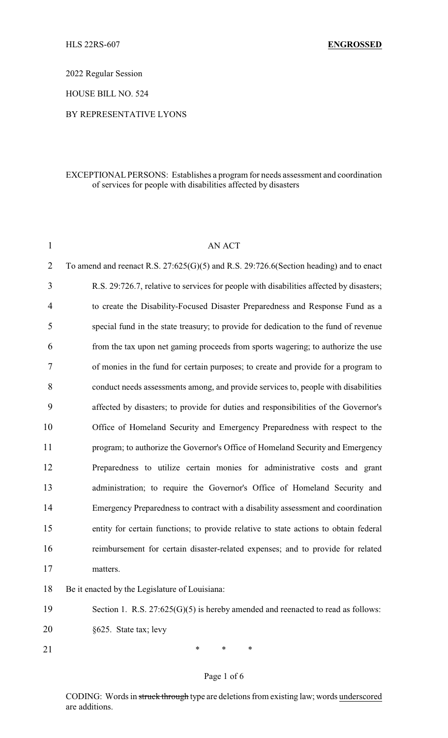HLS 22RS-607 **ENGROSSED**

2022 Regular Session

HOUSE BILL NO. 524

BY REPRESENTATIVE LYONS

EXCEPTIONAL PERSONS: Establishes a program for needs assessment and coordination of services for people with disabilities affected by disasters

AN ACT

To amend and reenact R.S. 27:625(G)(5) and R.S. 29:726.6(Section heading) and to enact R.S. 29:726.7, relative to services for people with disabilities affected by disasters; to create the Disability-Focused Disaster Preparedness and Response Fund as a special fund in the state treasury; to provide for dedication to the fund of revenue from the tax upon net gaming proceeds from sports wagering; to authorize the use of monies in the fund for certain purposes; to create and provide for a program to conduct needs assessments among, and provide services to, people with disabilities affected by disasters; to provide for duties and responsibilities of the Governor's Office of Homeland Security and Emergency Preparedness with respect to the program; to authorize the Governor's Office of Homeland Security and Emergency Preparedness to utilize certain monies for administrative costs and grant administration; to require the Governor's Office of Homeland Security and Emergency Preparedness to contract with a disability assessment and coordination entity for certain functions; to provide relative to state actions to obtain federal reimbursement for certain disaster-related expenses; and to provide for related matters.

Be it enacted by the Legislature of Louisiana:

Section 1. R.S. 27:625(G)(5) is hereby amended and reenacted to read as follows:

§625. State tax; levy

\* \* \*

CODING: Words in ~~struck through~~ type are deletions from existing law; words underscored are additions.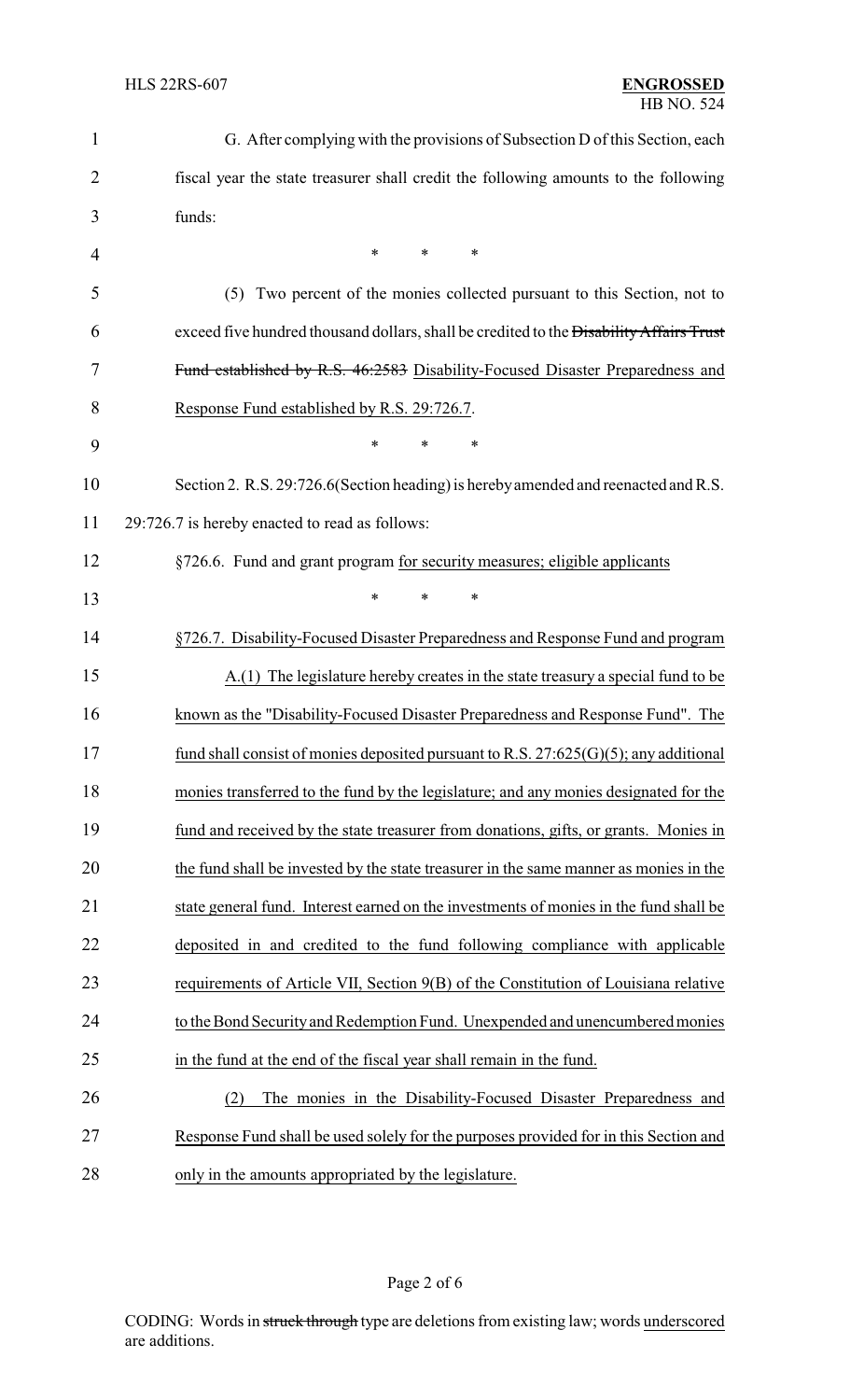G. After complying with the provisions of Subsection D of this Section, each fiscal year the state treasurer shall credit the following amounts to the following funds:

\* \* \*

(5) Two percent of the monies collected pursuant to this Section, not to exceed five hundred thousand dollars, shall be credited to the ~~Disability Affairs Trust Fund established by R.S. 46:2583~~ Disability-Focused Disaster Preparedness and Response Fund established by R.S. 29:726.7.

\* \* \*

Section 2. R.S. 29:726.6(Section heading) is hereby amended and reenacted and R.S. 29:726.7 is hereby enacted to read as follows:

§726.6. Fund and grant program for security measures; eligible applicants

\* \* \*

§726.7. Disability-Focused Disaster Preparedness and Response Fund and program

A.(1) The legislature hereby creates in the state treasury a special fund to be known as the "Disability-Focused Disaster Preparedness and Response Fund". The fund shall consist of monies deposited pursuant to R.S. 27:625(G)(5); any additional monies transferred to the fund by the legislature; and any monies designated for the fund and received by the state treasurer from donations, gifts, or grants. Monies in the fund shall be invested by the state treasurer in the same manner as monies in the state general fund. Interest earned on the investments of monies in the fund shall be deposited in and credited to the fund following compliance with applicable requirements of Article VII, Section 9(B) of the Constitution of Louisiana relative to the Bond Security and Redemption Fund. Unexpended and unencumbered monies in the fund at the end of the fiscal year shall remain in the fund.

(2) The monies in the Disability-Focused Disaster Preparedness and Response Fund shall be used solely for the purposes provided for in this Section and only in the amounts appropriated by the legislature.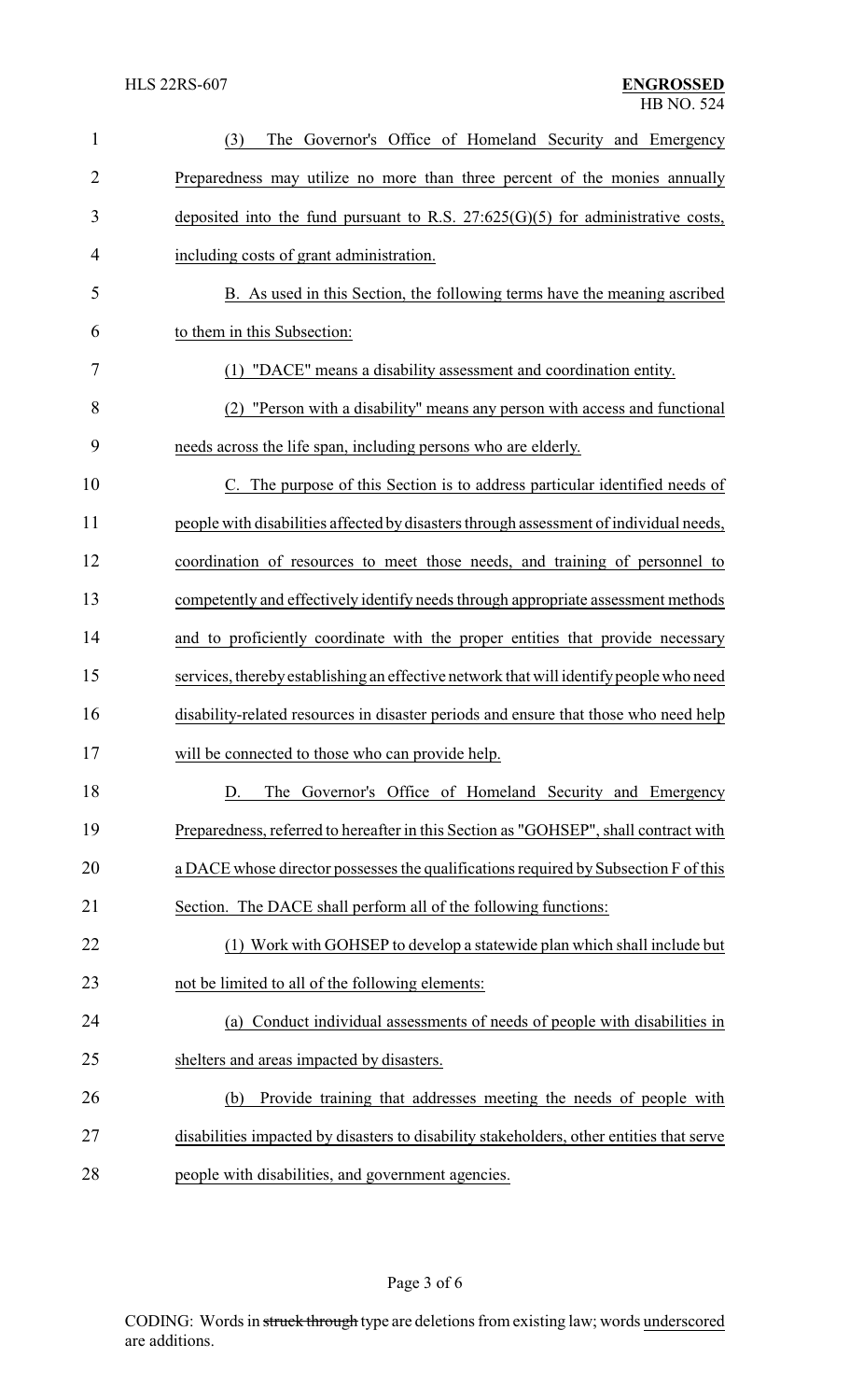(3) The Governor's Office of Homeland Security and Emergency Preparedness may utilize no more than three percent of the monies annually deposited into the fund pursuant to R.S. 27:625(G)(5) for administrative costs, including costs of grant administration.

B. As used in this Section, the following terms have the meaning ascribed to them in this Subsection:

(1) "DACE" means a disability assessment and coordination entity.

(2) "Person with a disability" means any person with access and functional needs across the life span, including persons who are elderly.

C. The purpose of this Section is to address particular identified needs of people with disabilities affected by disasters through assessment of individual needs, coordination of resources to meet those needs, and training of personnel to competently and effectively identify needs through appropriate assessment methods and to proficiently coordinate with the proper entities that provide necessary services, thereby establishing an effective network that will identify people who need disability-related resources in disaster periods and ensure that those who need help will be connected to those who can provide help.

D. The Governor's Office of Homeland Security and Emergency Preparedness, referred to hereafter in this Section as "GOHSEP", shall contract with a DACE whose director possesses the qualifications required by Subsection F of this Section. The DACE shall perform all of the following functions:

(1) Work with GOHSEP to develop a statewide plan which shall include but not be limited to all of the following elements:

(a) Conduct individual assessments of needs of people with disabilities in shelters and areas impacted by disasters.

(b) Provide training that addresses meeting the needs of people with disabilities impacted by disasters to disability stakeholders, other entities that serve people with disabilities, and government agencies.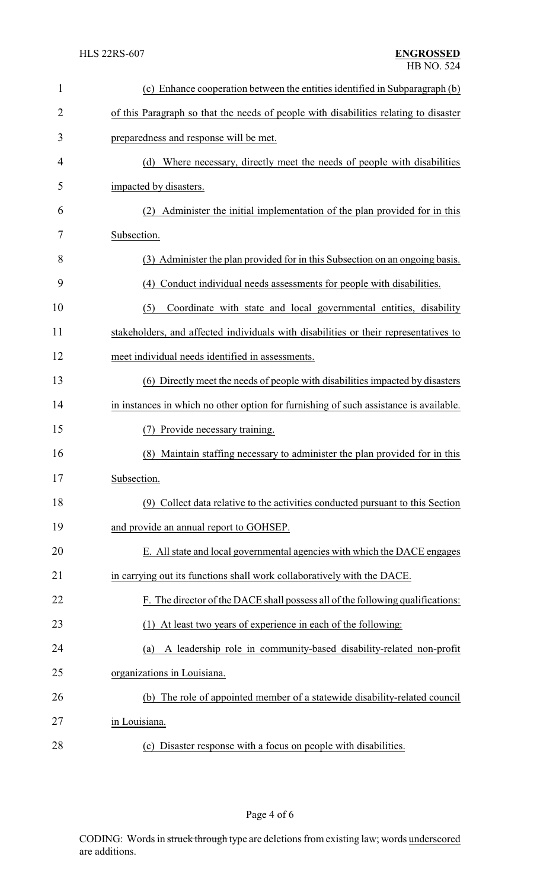(c) Enhance cooperation between the entities identified in Subparagraph (b) of this Paragraph so that the needs of people with disabilities relating to disaster preparedness and response will be met.

(d) Where necessary, directly meet the needs of people with disabilities impacted by disasters.

(2) Administer the initial implementation of the plan provided for in this Subsection.

(3) Administer the plan provided for in this Subsection on an ongoing basis.

(4) Conduct individual needs assessments for people with disabilities.

(5) Coordinate with state and local governmental entities, disability stakeholders, and affected individuals with disabilities or their representatives to meet individual needs identified in assessments.

(6) Directly meet the needs of people with disabilities impacted by disasters in instances in which no other option for furnishing of such assistance is available.

(7) Provide necessary training.

(8) Maintain staffing necessary to administer the plan provided for in this Subsection.

(9) Collect data relative to the activities conducted pursuant to this Section and provide an annual report to GOHSEP.

E. All state and local governmental agencies with which the DACE engages in carrying out its functions shall work collaboratively with the DACE.

F. The director of the DACE shall possess all of the following qualifications:

(1) At least two years of experience in each of the following:

(a) A leadership role in community-based disability-related non-profit organizations in Louisiana.

(b) The role of appointed member of a statewide disability-related council in Louisiana.

(c) Disaster response with a focus on people with disabilities.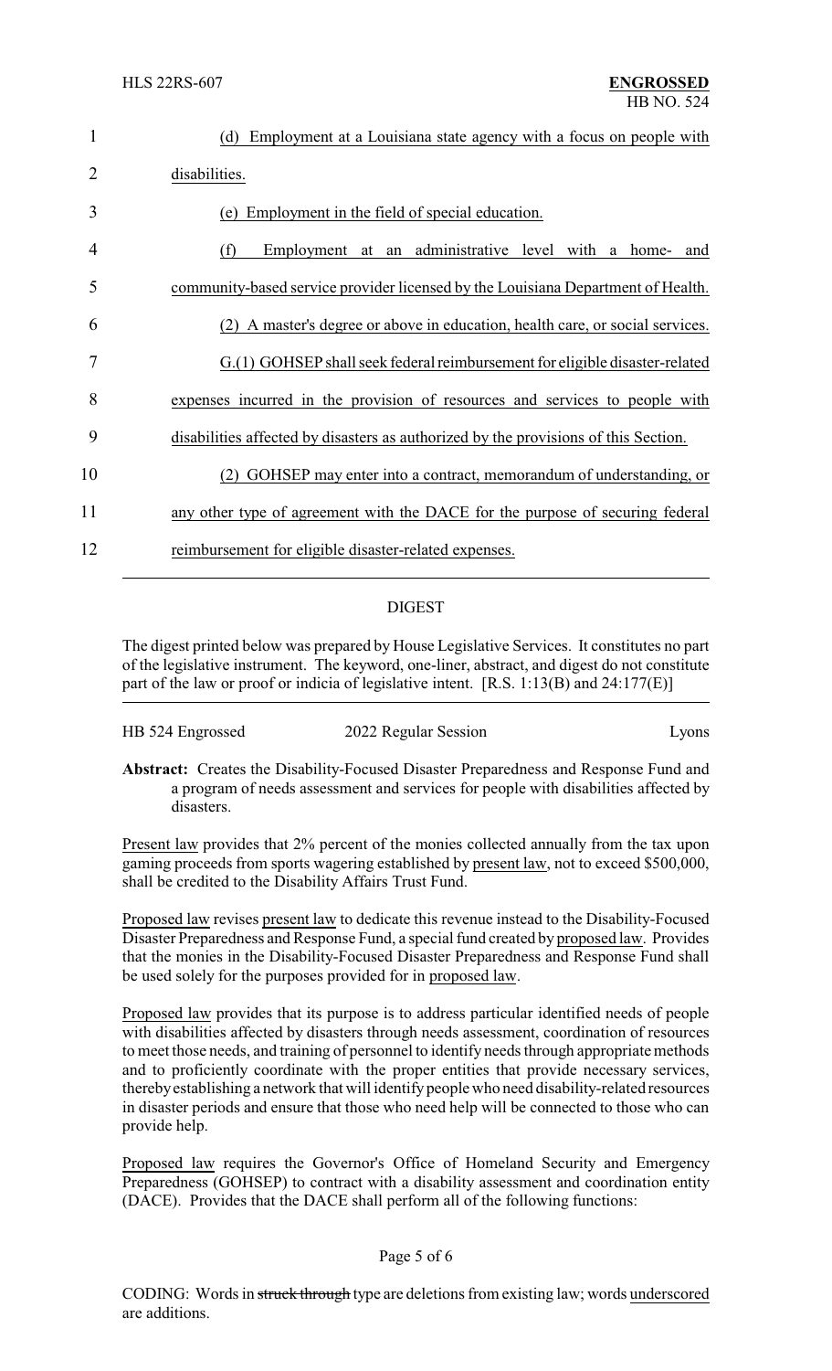(d) Employment at a Louisiana state agency with a focus on people with disabilities.

(e) Employment in the field of special education.

(f) Employment at an administrative level with a home- and community-based service provider licensed by the Louisiana Department of Health.

(2) A master's degree or above in education, health care, or social services.

G.(1) GOHSEP shall seek federal reimbursement for eligible disaster-related expenses incurred in the provision of resources and services to people with disabilities affected by disasters as authorized by the provisions of this Section.

(2) GOHSEP may enter into a contract, memorandum of understanding, or any other type of agreement with the DACE for the purpose of securing federal reimbursement for eligible disaster-related expenses.

## DIGEST

The digest printed below was prepared by House Legislative Services. It constitutes no part of the legislative instrument. The keyword, one-liner, abstract, and digest do not constitute part of the law or proof or indicia of legislative intent. [R.S. 1:13(B) and 24:177(E)]

HB 524 Engrossed — 2022 Regular Session — Lyons

**Abstract:** Creates the Disability-Focused Disaster Preparedness and Response Fund and a program of needs assessment and services for people with disabilities affected by disasters.

Present law provides that 2% percent of the monies collected annually from the tax upon gaming proceeds from sports wagering established by present law, not to exceed $500,000, shall be credited to the Disability Affairs Trust Fund.

Proposed law revises present law to dedicate this revenue instead to the Disability-Focused Disaster Preparedness and Response Fund, a special fund created by proposed law. Provides that the monies in the Disability-Focused Disaster Preparedness and Response Fund shall be used solely for the purposes provided for in proposed law.

Proposed law provides that its purpose is to address particular identified needs of people with disabilities affected by disasters through needs assessment, coordination of resources to meet those needs, and training of personnel to identify needs through appropriate methods and to proficiently coordinate with the proper entities that provide necessary services, thereby establishing a network that will identify people who need disability-related resources in disaster periods and ensure that those who need help will be connected to those who can provide help.

Proposed law requires the Governor's Office of Homeland Security and Emergency Preparedness (GOHSEP) to contract with a disability assessment and coordination entity (DACE). Provides that the DACE shall perform all of the following functions: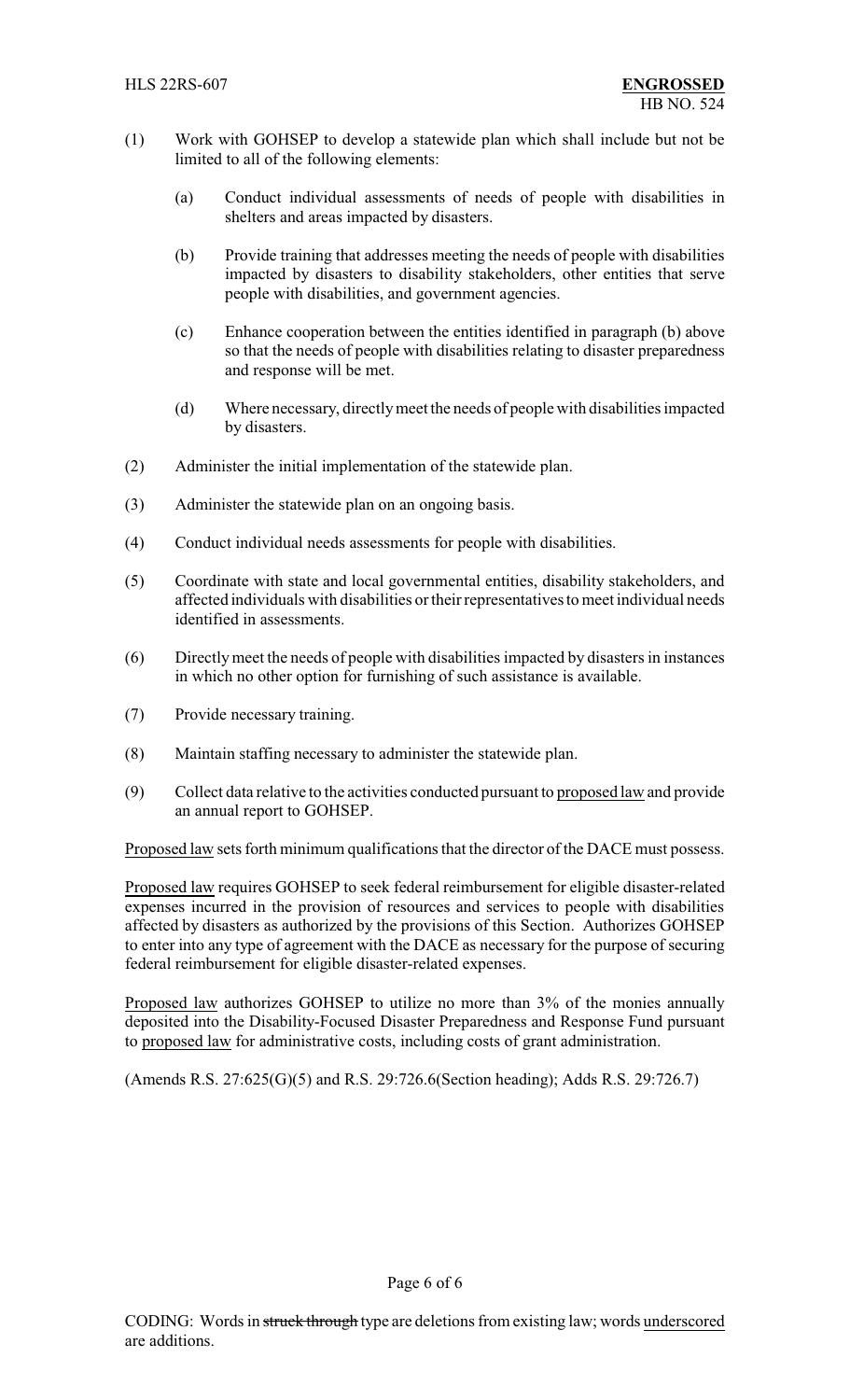(1) Work with GOHSEP to develop a statewide plan which shall include but not be limited to all of the following elements:

   (a) Conduct individual assessments of needs of people with disabilities in shelters and areas impacted by disasters.

   (b) Provide training that addresses meeting the needs of people with disabilities impacted by disasters to disability stakeholders, other entities that serve people with disabilities, and government agencies.

   (c) Enhance cooperation between the entities identified in paragraph (b) above so that the needs of people with disabilities relating to disaster preparedness and response will be met.

   (d) Where necessary, directly meet the needs of people with disabilities impacted by disasters.

(2) Administer the initial implementation of the statewide plan.

(3) Administer the statewide plan on an ongoing basis.

(4) Conduct individual needs assessments for people with disabilities.

(5) Coordinate with state and local governmental entities, disability stakeholders, and affected individuals with disabilities or their representatives to meet individual needs identified in assessments.

(6) Directly meet the needs of people with disabilities impacted by disasters in instances in which no other option for furnishing of such assistance is available.

(7) Provide necessary training.

(8) Maintain staffing necessary to administer the statewide plan.

(9) Collect data relative to the activities conducted pursuant to proposed law and provide an annual report to GOHSEP.

Proposed law sets forth minimum qualifications that the director of the DACE must possess.

Proposed law requires GOHSEP to seek federal reimbursement for eligible disaster-related expenses incurred in the provision of resources and services to people with disabilities affected by disasters as authorized by the provisions of this Section. Authorizes GOHSEP to enter into any type of agreement with the DACE as necessary for the purpose of securing federal reimbursement for eligible disaster-related expenses.

Proposed law authorizes GOHSEP to utilize no more than 3% of the monies annually deposited into the Disability-Focused Disaster Preparedness and Response Fund pursuant to proposed law for administrative costs, including costs of grant administration.

(Amends R.S. 27:625(G)(5) and R.S. 29:726.6(Section heading); Adds R.S. 29:726.7)